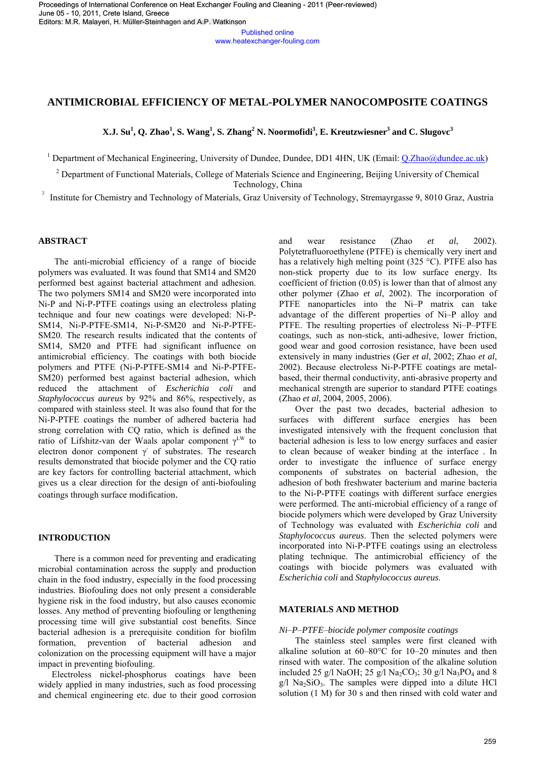# ANTIMICROBIAL EFFICIENCY OF METAL-POLYMER NANOCOMPOSITE COATINGS

**X.J. Su[1], Q. Zhao[1], S. Wang[1], S. Zhang[2] N. Noormofidi[3], E. Kreutzwiesner[3] and C. Slugovc[3]**

[1] Department of Mechanical Engineering, University of Dundee, Dundee, DD1 4HN, UK (Email: Q.Zhao@dundee.ac.uk)

[2] Department of Functional Materials, College of Materials Science and Engineering, Beijing University of Chemical Technology, China

[3] Institute for Chemistry and Technology of Materials, Graz University of Technology, Stremayrgasse 9, 8010 Graz, Austria

## ABSTRACT

The anti-microbial efficiency of a range of biocide polymers was evaluated. It was found that SM14 and SM20 performed best against bacterial attachment and adhesion. The two polymers SM14 and SM20 were incorporated into Ni-P and Ni-P-PTFE coatings using an electroless plating technique and four new coatings were developed: Ni-P-SM14, Ni-P-PTFE-SM14, Ni-P-SM20 and Ni-P-PTFE-SM20. The research results indicated that the contents of SM14, SM20 and PTFE had significant influence on antimicrobial efficiency. The coatings with both biocide polymers and PTFE (Ni-P-PTFE-SM14 and Ni-P-PTFE-SM20) performed best against bacterial adhesion, which reduced the attachment of *Escherichia coli* and *Staphylococcus aureus* by 92% and 86%, respectively, as compared with stainless steel. It was also found that for the Ni-P-PTFE coatings the number of adhered bacteria had strong correlation with CQ ratio, which is defined as the ratio of Lifshitz-van der Waals apolar component $\gamma^{LW}$ to electron donor component $\gamma^{-}$ of substrates. The research results demonstrated that biocide polymer and the CQ ratio are key factors for controlling bacterial attachment, which gives us a clear direction for the design of anti-biofouling coatings through surface modification.

## INTRODUCTION

There is a common need for preventing and eradicating microbial contamination across the supply and production chain in the food industry, especially in the food processing industries. Biofouling does not only present a considerable hygiene risk in the food industry, but also causes economic losses. Any method of preventing biofouling or lengthening processing time will give substantial cost benefits. Since bacterial adhesion is a prerequisite condition for biofilm formation, prevention of bacterial adhesion and colonization on the processing equipment will have a major impact in preventing biofouling.

Electroless nickel-phosphorus coatings have been widely applied in many industries, such as food processing and chemical engineering etc. due to their good corrosion and wear resistance (Zhao *et al*, 2002). Polytetrafluoroethylene (PTFE) is chemically very inert and has a relatively high melting point (325 °C). PTFE also has non-stick property due to its low surface energy. Its coefficient of friction (0.05) is lower than that of almost any other polymer (Zhao *et al*, 2002). The incorporation of PTFE nanoparticles into the Ni–P matrix can take advantage of the different properties of Ni–P alloy and PTFE. The resulting properties of electroless Ni–P–PTFE coatings, such as non-stick, anti-adhesive, lower friction, good wear and good corrosion resistance, have been used extensively in many industries (Ger *et al*, 2002; Zhao *et al*, 2002). Because electroless Ni-P-PTFE coatings are metal-based, their thermal conductivity, anti-abrasive property and mechanical strength are superior to standard PTFE coatings (Zhao *et al*, 2004, 2005, 2006).

Over the past two decades, bacterial adhesion to surfaces with different surface energies has been investigated intensively with the frequent conclusion that bacterial adhesion is less to low energy surfaces and easier to clean because of weaker binding at the interface . In order to investigate the influence of surface energy components of substrates on bacterial adhesion, the adhesion of both freshwater bacterium and marine bacteria to the Ni-P-PTFE coatings with different surface energies were performed. The anti-microbial efficiency of a range of biocide polymers which were developed by Graz University of Technology was evaluated with *Escherichia coli* and *Staphylococcus aureus*. Then the selected polymers were incorporated into Ni-P-PTFE coatings using an electroless plating technique. The antimicrobial efficiency of the coatings with biocide polymers was evaluated with *Escherichia coli* and *Staphylococcus aureus*.

## MATERIALS AND METHOD

### *Ni–P–PTFE–biocide polymer composite coatings*

The stainless steel samples were first cleaned with alkaline solution at 60–80°C for 10–20 minutes and then rinsed with water. The composition of the alkaline solution included 25 g/l NaOH; 25 g/l $Na_2CO_3$; 30 g/l $Na_3PO_4$ and 8 g/l $Na_2SiO_3$. The samples were dipped into a dilute HCl solution (1 M) for 30 s and then rinsed with cold water and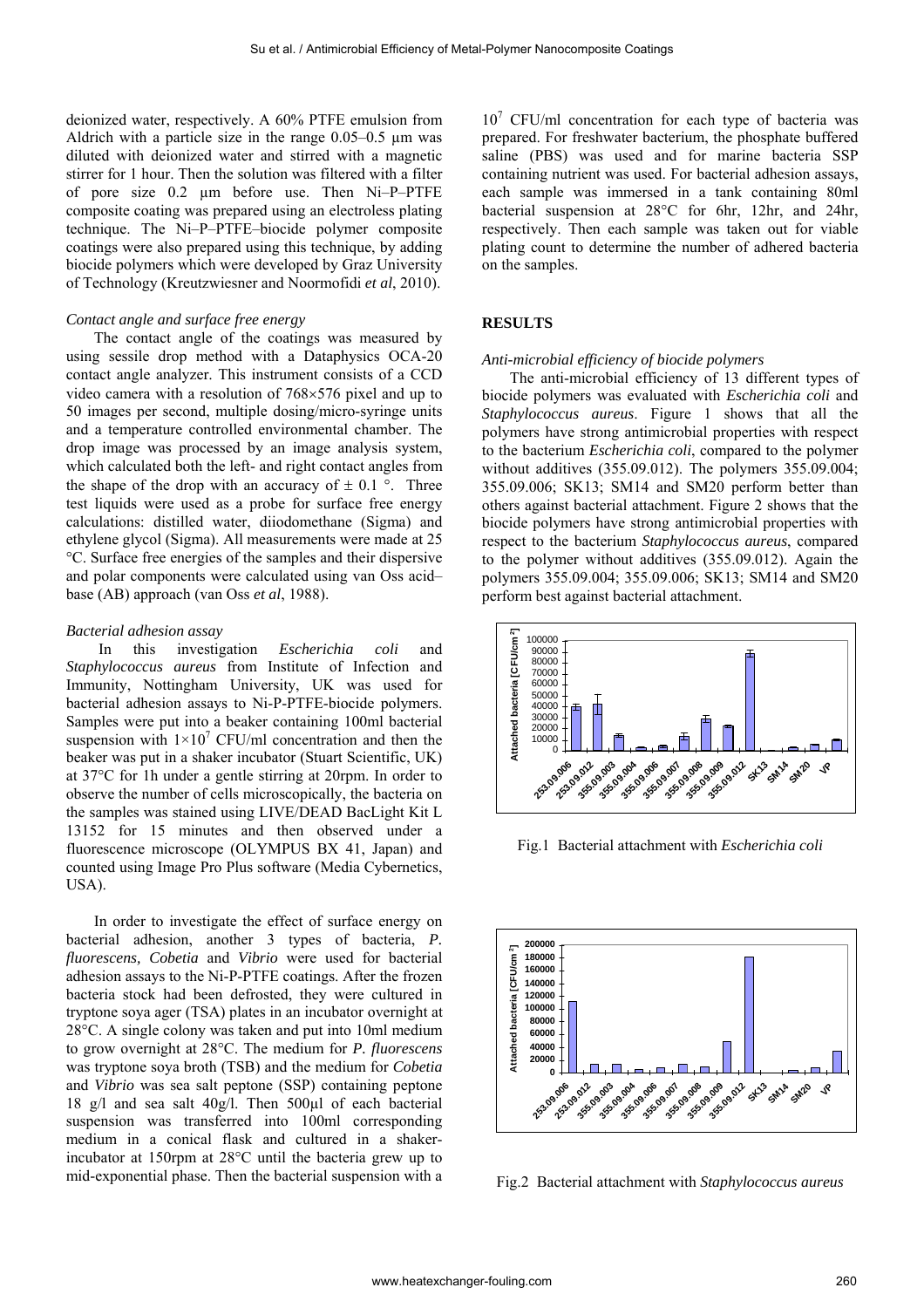deionized water, respectively. A 60% PTFE emulsion from Aldrich with a particle size in the range 0.05–0.5 µm was diluted with deionized water and stirred with a magnetic stirrer for 1 hour. Then the solution was filtered with a filter of pore size 0.2 µm before use. Then Ni–P–PTFE composite coating was prepared using an electroless plating technique. The Ni–P–PTFE–biocide polymer composite coatings were also prepared using this technique, by adding biocide polymers which were developed by Graz University of Technology (Kreutzwiesner and Noormofidi *et al*, 2010).

*Contact angle and surface free energy*

The contact angle of the coatings was measured by using sessile drop method with a Dataphysics OCA-20 contact angle analyzer. This instrument consists of a CCD video camera with a resolution of 768×576 pixel and up to 50 images per second, multiple dosing/micro-syringe units and a temperature controlled environmental chamber. The drop image was processed by an image analysis system, which calculated both the left- and right contact angles from the shape of the drop with an accuracy of ± 0.1 °. Three test liquids were used as a probe for surface free energy calculations: distilled water, diiodomethane (Sigma) and ethylene glycol (Sigma). All measurements were made at 25 °C. Surface free energies of the samples and their dispersive and polar components were calculated using van Oss acid–base (AB) approach (van Oss *et al*, 1988).

*Bacterial adhesion assay*

In this investigation *Escherichia coli* and *Staphylococcus aureus* from Institute of Infection and Immunity, Nottingham University, UK was used for bacterial adhesion assays to Ni-P-PTFE-biocide polymers. Samples were put into a beaker containing 100ml bacterial suspension with $1\times10^7$ CFU/ml concentration and then the beaker was put in a shaker incubator (Stuart Scientific, UK) at 37°C for 1h under a gentle stirring at 20rpm. In order to observe the number of cells microscopically, the bacteria on the samples was stained using LIVE/DEAD BacLight Kit L 13152 for 15 minutes and then observed under a fluorescence microscope (OLYMPUS BX 41, Japan) and counted using Image Pro Plus software (Media Cybernetics, USA).

In order to investigate the effect of surface energy on bacterial adhesion, another 3 types of bacteria, *P. fluorescens, Cobetia* and *Vibrio* were used for bacterial adhesion assays to the Ni-P-PTFE coatings. After the frozen bacteria stock had been defrosted, they were cultured in tryptone soya ager (TSA) plates in an incubator overnight at 28°C. A single colony was taken and put into 10ml medium to grow overnight at 28°C. The medium for *P. fluorescens* was tryptone soya broth (TSB) and the medium for *Cobetia* and *Vibrio* was sea salt peptone (SSP) containing peptone 18 g/l and sea salt 40g/l. Then 500µl of each bacterial suspension was transferred into 100ml corresponding medium in a conical flask and cultured in a shaker-incubator at 150rpm at 28°C until the bacteria grew up to mid-exponential phase. Then the bacterial suspension with a $10^7$ CFU/ml concentration for each type of bacteria was prepared. For freshwater bacterium, the phosphate buffered saline (PBS) was used and for marine bacteria SSP containing nutrient was used. For bacterial adhesion assays, each sample was immersed in a tank containing 80ml bacterial suspension at 28°C for 6hr, 12hr, and 24hr, respectively. Then each sample was taken out for viable plating count to determine the number of adhered bacteria on the samples.

## RESULTS

*Anti-microbial efficiency of biocide polymers*

The anti-microbial efficiency of 13 different types of biocide polymers was evaluated with *Escherichia coli* and *Staphylococcus aureus*. Figure 1 shows that all the polymers have strong antimicrobial properties with respect to the bacterium *Escherichia coli*, compared to the polymer without additives (355.09.012). The polymers 355.09.004; 355.09.006; SK13; SM14 and SM20 perform better than others against bacterial attachment. Figure 2 shows that the biocide polymers have strong antimicrobial properties with respect to the bacterium *Staphylococcus aureus*, compared to the polymer without additives (355.09.012). Again the polymers 355.09.004; 355.09.006; SK13; SM14 and SM20 perform best against bacterial attachment.

Fig.1 Bacterial attachment with *Escherichia coli*

Fig.2 Bacterial attachment with *Staphylococcus aureus*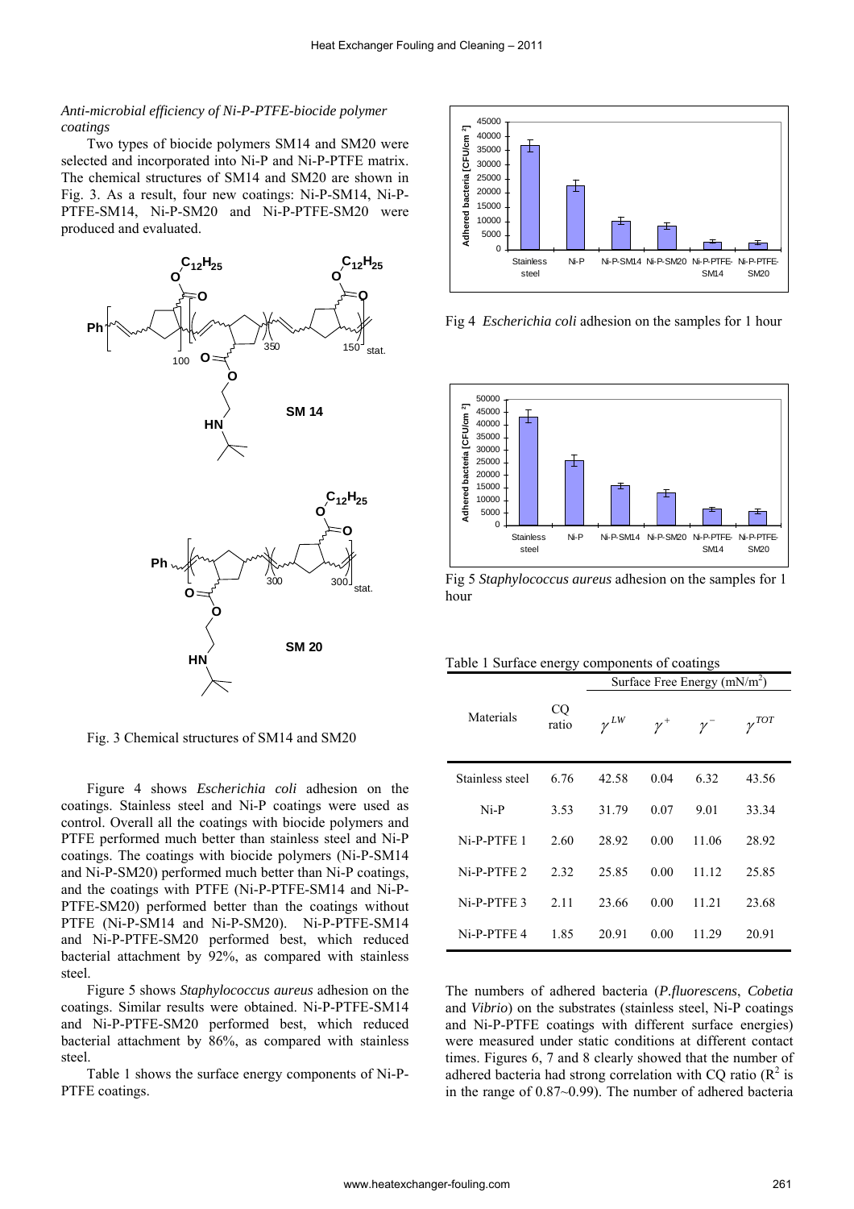*Anti-microbial efficiency of Ni-P-PTFE-biocide polymer coatings*

Two types of biocide polymers SM14 and SM20 were selected and incorporated into Ni-P and Ni-P-PTFE matrix. The chemical structures of SM14 and SM20 are shown in Fig. 3. As a result, four new coatings: Ni-P-SM14, Ni-P-PTFE-SM14, Ni-P-SM20 and Ni-P-PTFE-SM20 were produced and evaluated.

Fig. 3 Chemical structures of SM14 and SM20

Figure 4 shows *Escherichia coli* adhesion on the coatings. Stainless steel and Ni-P coatings were used as control. Overall all the coatings with biocide polymers and PTFE performed much better than stainless steel and Ni-P coatings. The coatings with biocide polymers (Ni-P-SM14 and Ni-P-SM20) performed much better than Ni-P coatings, and the coatings with PTFE (Ni-P-PTFE-SM14 and Ni-P-PTFE-SM20) performed better than the coatings without PTFE (Ni-P-SM14 and Ni-P-SM20). Ni-P-PTFE-SM14 and Ni-P-PTFE-SM20 performed best, which reduced bacterial attachment by 92%, as compared with stainless steel.

Figure 5 shows *Staphylococcus aureus* adhesion on the coatings. Similar results were obtained. Ni-P-PTFE-SM14 and Ni-P-PTFE-SM20 performed best, which reduced bacterial attachment by 86%, as compared with stainless steel.

Table 1 shows the surface energy components of Ni-P-PTFE coatings.

Fig 4 *Escherichia coli* adhesion on the samples for 1 hour

Fig 5 *Staphylococcus aureus* adhesion on the samples for 1 hour

Table 1 Surface energy components of coatings

| Materials | CQ ratio | Surface Free Energy (mN/m$^2$) | | | |
|---|---|---|---|---|---|
| | | $\gamma^{LW}$ | $\gamma^{+}$ | $\gamma^{-}$ | $\gamma^{TOT}$ |
| Stainless steel | 6.76 | 42.58 | 0.04 | 6.32 | 43.56 |
| Ni-P | 3.53 | 31.79 | 0.07 | 9.01 | 33.34 |
| Ni-P-PTFE 1 | 2.60 | 28.92 | 0.00 | 11.06 | 28.92 |
| Ni-P-PTFE 2 | 2.32 | 25.85 | 0.00 | 11.12 | 25.85 |
| Ni-P-PTFE 3 | 2.11 | 23.66 | 0.00 | 11.21 | 23.68 |
| Ni-P-PTFE 4 | 1.85 | 20.91 | 0.00 | 11.29 | 20.91 |

The numbers of adhered bacteria (*P.fluorescens*, *Cobetia* and *Vibrio*) on the substrates (stainless steel, Ni-P coatings and Ni-P-PTFE coatings with different surface energies) were measured under static conditions at different contact times. Figures 6, 7 and 8 clearly showed that the number of adhered bacteria had strong correlation with CQ ratio ($R^2$ is in the range of 0.87~0.99). The number of adhered bacteria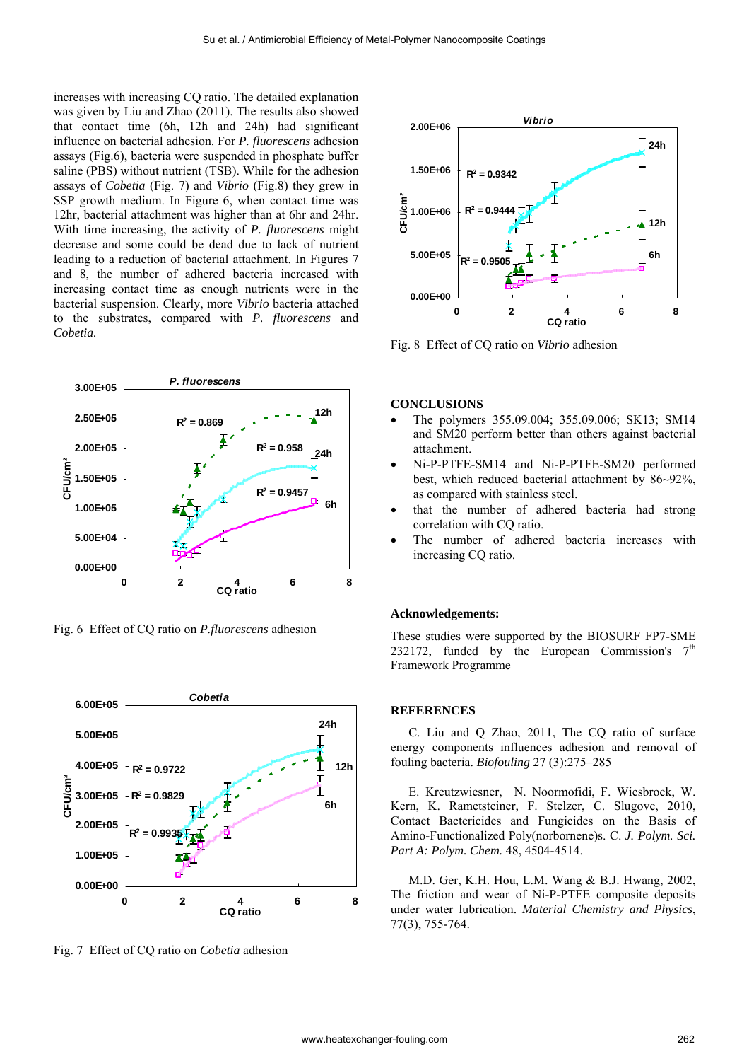increases with increasing CQ ratio. The detailed explanation was given by Liu and Zhao (2011). The results also showed that contact time (6h, 12h and 24h) had significant influence on bacterial adhesion. For *P. fluorescens* adhesion assays (Fig.6), bacteria were suspended in phosphate buffer saline (PBS) without nutrient (TSB). While for the adhesion assays of *Cobetia* (Fig. 7) and *Vibrio* (Fig.8) they grew in SSP growth medium. In Figure 6, when contact time was 12hr, bacterial attachment was higher than at 6hr and 24hr. With time increasing, the activity of *P. fluorescens* might decrease and some could be dead due to lack of nutrient leading to a reduction of bacterial attachment. In Figures 7 and 8, the number of adhered bacteria increased with increasing contact time as enough nutrients were in the bacterial suspension. Clearly, more *Vibrio* bacteria attached to the substrates, compared with *P. fluorescens* and *Cobetia.*

Fig. 6 Effect of CQ ratio on *P.fluorescens* adhesion

Fig. 7 Effect of CQ ratio on *Cobetia* adhesion

Fig. 8 Effect of CQ ratio on *Vibrio* adhesion

## CONCLUSIONS

- The polymers 355.09.004; 355.09.006; SK13; SM14 and SM20 perform better than others against bacterial attachment.
- Ni-P-PTFE-SM14 and Ni-P-PTFE-SM20 performed best, which reduced bacterial attachment by 86~92%, as compared with stainless steel.
- that the number of adhered bacteria had strong correlation with CQ ratio.
- The number of adhered bacteria increases with increasing CQ ratio.

### Acknowledgements:

These studies were supported by the BIOSURF FP7-SME 232172, funded by the European Commission's 7th Framework Programme

## REFERENCES

C. Liu and Q Zhao, 2011, The CQ ratio of surface energy components influences adhesion and removal of fouling bacteria. *Biofouling* 27 (3):275–285

E. Kreutzwiesner, N. Noormofidi, F. Wiesbrock, W. Kern, K. Rametsteiner, F. Stelzer, C. Slugovc, 2010, Contact Bactericides and Fungicides on the Basis of Amino-Functionalized Poly(norbornene)s. C. *J. Polym. Sci. Part A: Polym. Chem.* 48, 4504-4514.

M.D. Ger, K.H. Hou, L.M. Wang & B.J. Hwang, 2002, The friction and wear of Ni-P-PTFE composite deposits under water lubrication. *Material Chemistry and Physics*, 77(3), 755-764.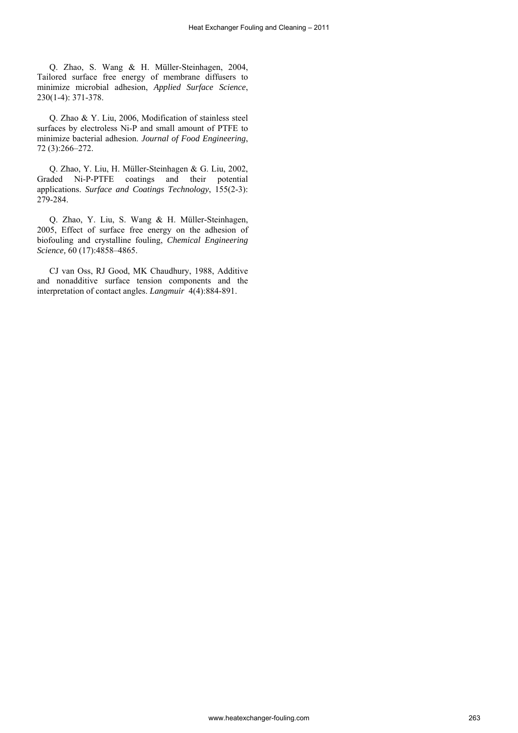Q. Zhao, S. Wang & H. Müller-Steinhagen, 2004, Tailored surface free energy of membrane diffusers to minimize microbial adhesion, *Applied Surface Science*, 230(1-4): 371-378.

Q. Zhao & Y. Liu, 2006, Modification of stainless steel surfaces by electroless Ni-P and small amount of PTFE to minimize bacterial adhesion. *Journal of Food Engineering*, 72 (3):266–272.

Q. Zhao, Y. Liu, H. Müller-Steinhagen & G. Liu, 2002, Graded Ni-P-PTFE coatings and their potential applications. *Surface and Coatings Technology*, 155(2-3): 279-284.

Q. Zhao, Y. Liu, S. Wang & H. Müller-Steinhagen, 2005, Effect of surface free energy on the adhesion of biofouling and crystalline fouling, *Chemical Engineering Science,* 60 (17):4858–4865.

CJ van Oss, RJ Good, MK Chaudhury, 1988, Additive and nonadditive surface tension components and the interpretation of contact angles. *Langmuir* 4(4):884-891.